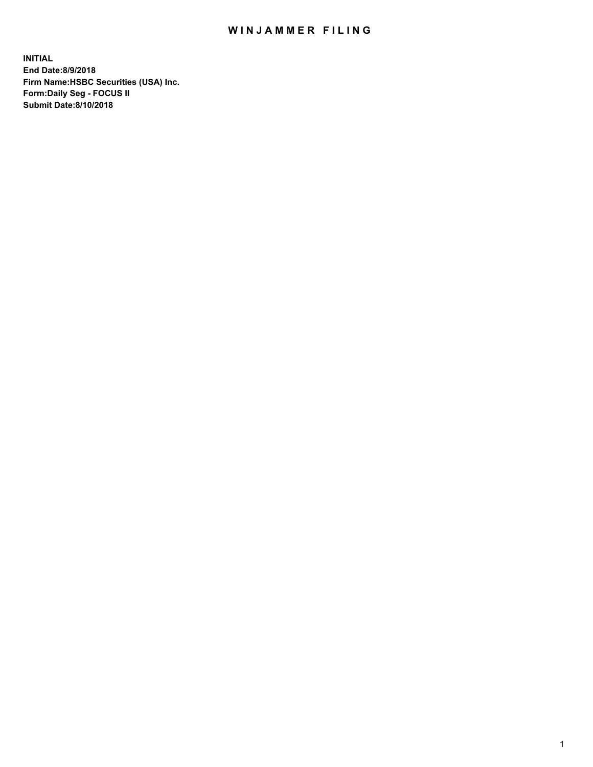# WINJAMMER FILING

**INITIAL**
**End Date:8/9/2018**
**Firm Name:HSBC Securities (USA) Inc.**
**Form:Daily Seg - FOCUS II**
**Submit Date:8/10/2018**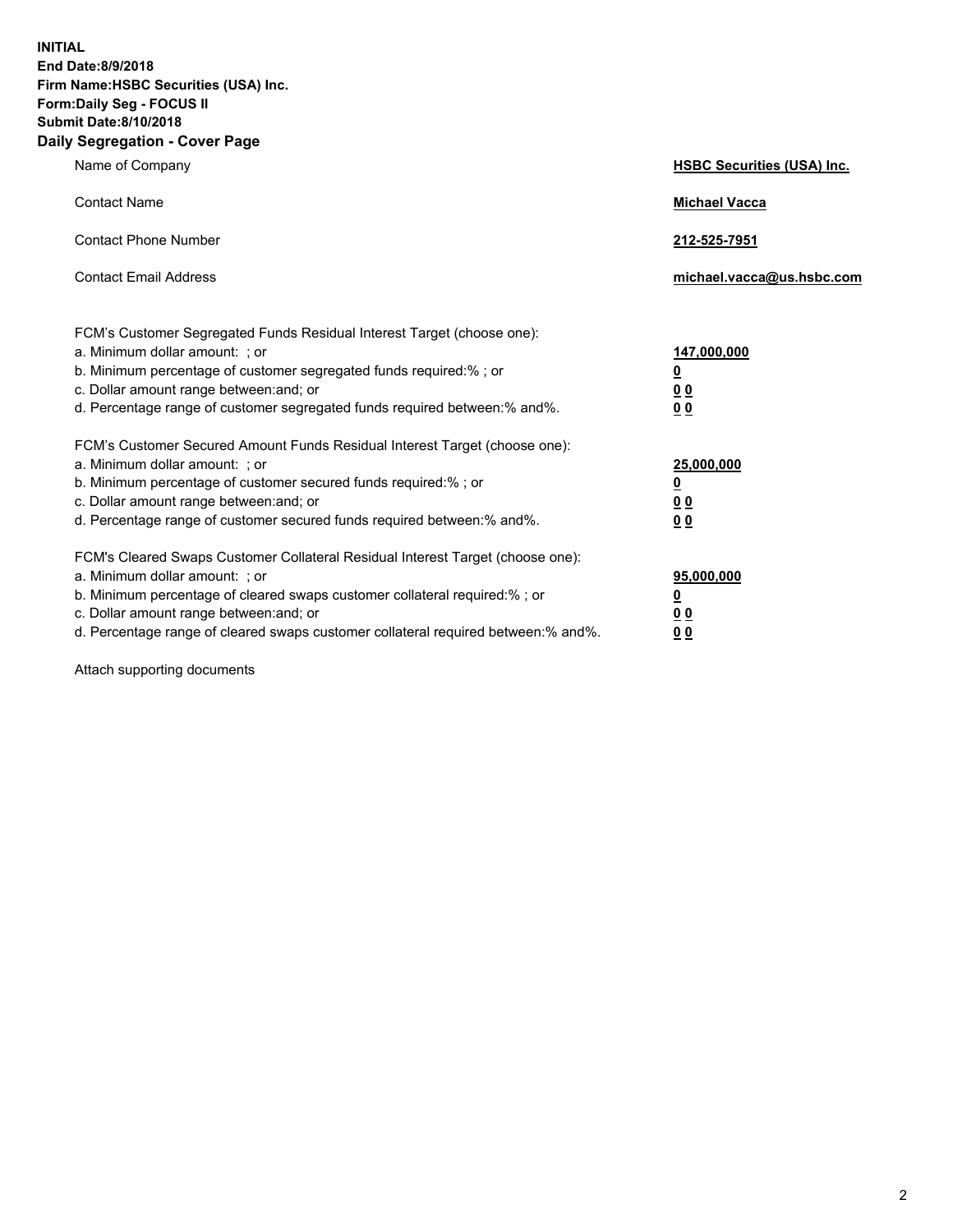**INITIAL**
**End Date:8/9/2018**
**Firm Name:HSBC Securities (USA) Inc.**
**Form:Daily Seg - FOCUS II**
**Submit Date:8/10/2018**

## Daily Segregation - Cover Page

| | |
|---|---|
| Name of Company | **HSBC Securities (USA) Inc.** |
| Contact Name | **Michael Vacca** |
| Contact Phone Number | **212-525-7951** |
| Contact Email Address | **michael.vacca@us.hsbc.com** |

FCM's Customer Segregated Funds Residual Interest Target (choose one):

| | |
|---|---|
| a. Minimum dollar amount: ; or | **147,000,000** |
| b. Minimum percentage of customer segregated funds required:% ; or | **0** |
| c. Dollar amount range between:and; or | **0 0** |
| d. Percentage range of customer segregated funds required between:% and%. | **0 0** |

FCM's Customer Secured Amount Funds Residual Interest Target (choose one):

| | |
|---|---|
| a. Minimum dollar amount: ; or | **25,000,000** |
| b. Minimum percentage of customer secured funds required:% ; or | **0** |
| c. Dollar amount range between:and; or | **0 0** |
| d. Percentage range of customer secured funds required between:% and%. | **0 0** |

FCM's Cleared Swaps Customer Collateral Residual Interest Target (choose one):

| | |
|---|---|
| a. Minimum dollar amount: ; or | **95,000,000** |
| b. Minimum percentage of cleared swaps customer collateral required:% ; or | **0** |
| c. Dollar amount range between:and; or | **0 0** |
| d. Percentage range of cleared swaps customer collateral required between:% and%. | **0 0** |

Attach supporting documents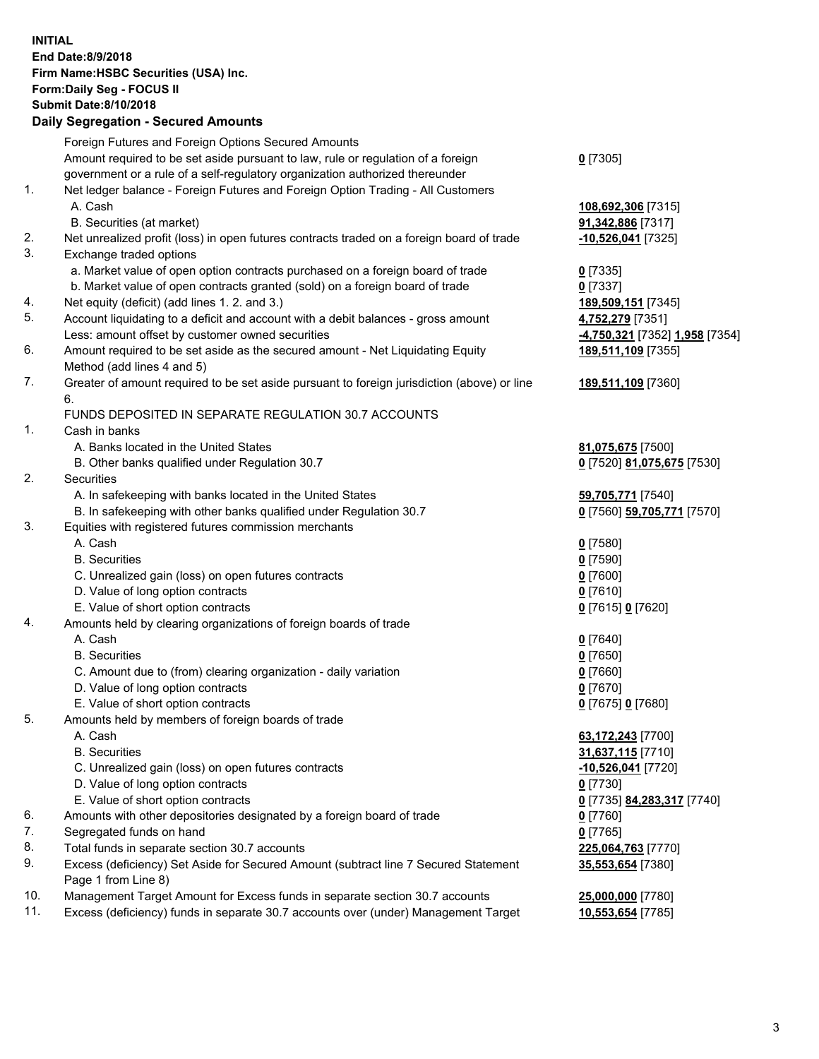**INITIAL**
**End Date:8/9/2018**
**Firm Name:HSBC Securities (USA) Inc.**
**Form:Daily Seg - FOCUS II**
**Submit Date:8/10/2018**
**Daily Segregation - Secured Amounts**

| | | |
|---|---|---|
| | Foreign Futures and Foreign Options Secured Amounts | |
| | Amount required to be set aside pursuant to law, rule or regulation of a foreign government or a rule of a self-regulatory organization authorized thereunder | **0** [7305] |
| 1. | Net ledger balance - Foreign Futures and Foreign Option Trading - All Customers | |
| | A. Cash | **108,692,306** [7315] |
| | B. Securities (at market) | **91,342,886** [7317] |
| 2. | Net unrealized profit (loss) in open futures contracts traded on a foreign board of trade | **-10,526,041** [7325] |
| 3. | Exchange traded options | |
| | a. Market value of open option contracts purchased on a foreign board of trade | **0** [7335] |
| | b. Market value of open contracts granted (sold) on a foreign board of trade | **0** [7337] |
| 4. | Net equity (deficit) (add lines 1. 2. and 3.) | **189,509,151** [7345] |
| 5. | Account liquidating to a deficit and account with a debit balances - gross amount | **4,752,279** [7351] |
| | Less: amount offset by customer owned securities | **-4,750,321** [7352] **1,958** [7354] |
| 6. | Amount required to be set aside as the secured amount - Net Liquidating Equity Method (add lines 4 and 5) | **189,511,109** [7355] |
| 7. | Greater of amount required to be set aside pursuant to foreign jurisdiction (above) or line 6. | **189,511,109** [7360] |
| | FUNDS DEPOSITED IN SEPARATE REGULATION 30.7 ACCOUNTS | |
| 1. | Cash in banks | |
| | A. Banks located in the United States | **81,075,675** [7500] |
| | B. Other banks qualified under Regulation 30.7 | **0** [7520] **81,075,675** [7530] |
| 2. | Securities | |
| | A. In safekeeping with banks located in the United States | **59,705,771** [7540] |
| | B. In safekeeping with other banks qualified under Regulation 30.7 | **0** [7560] **59,705,771** [7570] |
| 3. | Equities with registered futures commission merchants | |
| | A. Cash | **0** [7580] |
| | B. Securities | **0** [7590] |
| | C. Unrealized gain (loss) on open futures contracts | **0** [7600] |
| | D. Value of long option contracts | **0** [7610] |
| | E. Value of short option contracts | **0** [7615] **0** [7620] |
| 4. | Amounts held by clearing organizations of foreign boards of trade | |
| | A. Cash | **0** [7640] |
| | B. Securities | **0** [7650] |
| | C. Amount due to (from) clearing organization - daily variation | **0** [7660] |
| | D. Value of long option contracts | **0** [7670] |
| | E. Value of short option contracts | **0** [7675] **0** [7680] |
| 5. | Amounts held by members of foreign boards of trade | |
| | A. Cash | **63,172,243** [7700] |
| | B. Securities | **31,637,115** [7710] |
| | C. Unrealized gain (loss) on open futures contracts | **-10,526,041** [7720] |
| | D. Value of long option contracts | **0** [7730] |
| | E. Value of short option contracts | **0** [7735] **84,283,317** [7740] |
| 6. | Amounts with other depositories designated by a foreign board of trade | **0** [7760] |
| 7. | Segregated funds on hand | **0** [7765] |
| 8. | Total funds in separate section 30.7 accounts | **225,064,763** [7770] |
| 9. | Excess (deficiency) Set Aside for Secured Amount (subtract line 7 Secured Statement Page 1 from Line 8) | **35,553,654** [7380] |
| 10. | Management Target Amount for Excess funds in separate section 30.7 accounts | **25,000,000** [7780] |
| 11. | Excess (deficiency) funds in separate 30.7 accounts over (under) Management Target | **10,553,654** [7785] |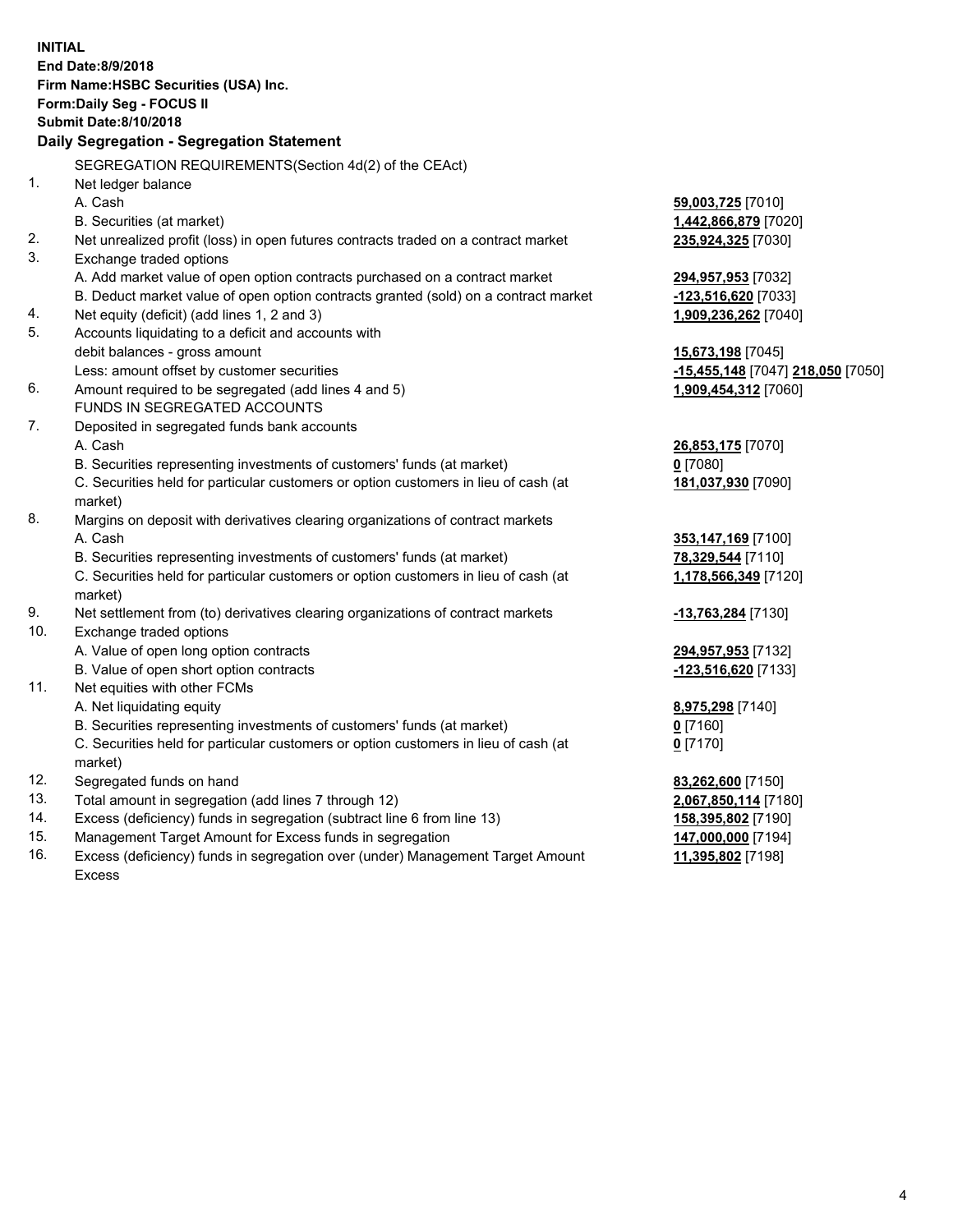**INITIAL**
**End Date:8/9/2018**
**Firm Name:HSBC Securities (USA) Inc.**
**Form:Daily Seg - FOCUS II**
**Submit Date:8/10/2018**

**Daily Segregation - Segregation Statement**

SEGREGATION REQUIREMENTS(Section 4d(2) of the CEAct)

| | | |
|---|---|---|
| 1. | Net ledger balance | |
| | A. Cash | 59,003,725 [7010] |
| | B. Securities (at market) | 1,442,866,879 [7020] |
| 2. | Net unrealized profit (loss) in open futures contracts traded on a contract market | 235,924,325 [7030] |
| 3. | Exchange traded options | |
| | A. Add market value of open option contracts purchased on a contract market | 294,957,953 [7032] |
| | B. Deduct market value of open option contracts granted (sold) on a contract market | -123,516,620 [7033] |
| 4. | Net equity (deficit) (add lines 1, 2 and 3) | 1,909,236,262 [7040] |
| 5. | Accounts liquidating to a deficit and accounts with debit balances - gross amount | 15,673,198 [7045] |
| | Less: amount offset by customer securities | -15,455,148 [7047] 218,050 [7050] |
| 6. | Amount required to be segregated (add lines 4 and 5) | 1,909,454,312 [7060] |
| | FUNDS IN SEGREGATED ACCOUNTS | |
| 7. | Deposited in segregated funds bank accounts | |
| | A. Cash | 26,853,175 [7070] |
| | B. Securities representing investments of customers' funds (at market) | 0 [7080] |
| | C. Securities held for particular customers or option customers in lieu of cash (at market) | 181,037,930 [7090] |
| 8. | Margins on deposit with derivatives clearing organizations of contract markets | |
| | A. Cash | 353,147,169 [7100] |
| | B. Securities representing investments of customers' funds (at market) | 78,329,544 [7110] |
| | C. Securities held for particular customers or option customers in lieu of cash (at market) | 1,178,566,349 [7120] |
| 9. | Net settlement from (to) derivatives clearing organizations of contract markets | -13,763,284 [7130] |
| 10. | Exchange traded options | |
| | A. Value of open long option contracts | 294,957,953 [7132] |
| | B. Value of open short option contracts | -123,516,620 [7133] |
| 11. | Net equities with other FCMs | |
| | A. Net liquidating equity | 8,975,298 [7140] |
| | B. Securities representing investments of customers' funds (at market) | 0 [7160] |
| | C. Securities held for particular customers or option customers in lieu of cash (at market) | 0 [7170] |
| 12. | Segregated funds on hand | 83,262,600 [7150] |
| 13. | Total amount in segregation (add lines 7 through 12) | 2,067,850,114 [7180] |
| 14. | Excess (deficiency) funds in segregation (subtract line 6 from line 13) | 158,395,802 [7190] |
| 15. | Management Target Amount for Excess funds in segregation | 147,000,000 [7194] |
| 16. | Excess (deficiency) funds in segregation over (under) Management Target Amount Excess | 11,395,802 [7198] |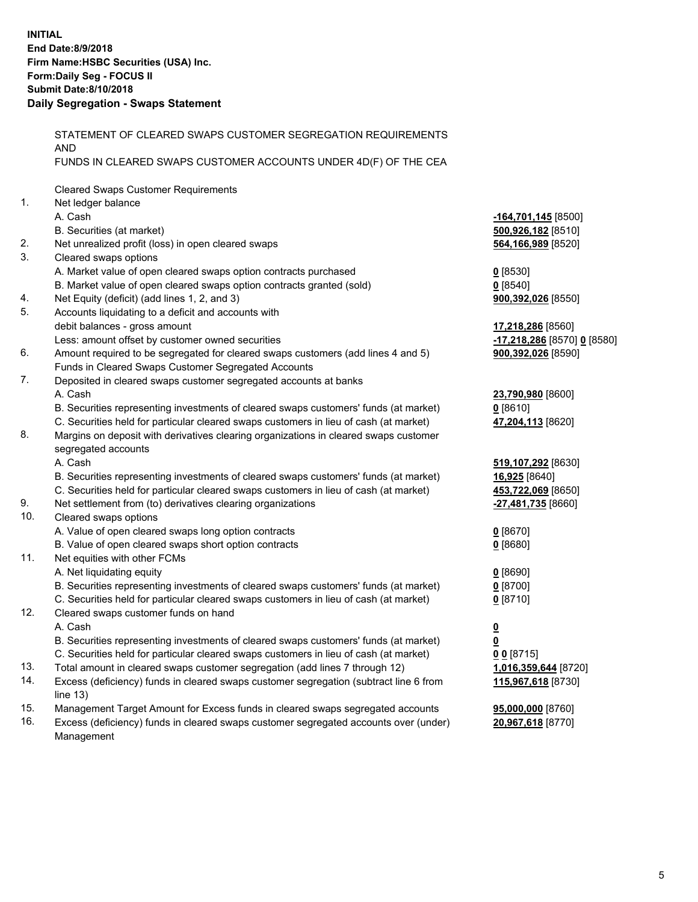**INITIAL**
**End Date:8/9/2018**
**Firm Name:HSBC Securities (USA) Inc.**
**Form:Daily Seg - FOCUS II**
**Submit Date:8/10/2018**
**Daily Segregation - Swaps Statement**

STATEMENT OF CLEARED SWAPS CUSTOMER SEGREGATION REQUIREMENTS AND FUNDS IN CLEARED SWAPS CUSTOMER ACCOUNTS UNDER 4D(F) OF THE CEA

| | | |
|---|---|---|
| | Cleared Swaps Customer Requirements | |
| 1. | Net ledger balance | |
| | A. Cash | **-164,701,145** [8500] |
| | B. Securities (at market) | **500,926,182** [8510] |
| 2. | Net unrealized profit (loss) in open cleared swaps | **564,166,989** [8520] |
| 3. | Cleared swaps options | |
| | A. Market value of open cleared swaps option contracts purchased | **0** [8530] |
| | B. Market value of open cleared swaps option contracts granted (sold) | **0** [8540] |
| 4. | Net Equity (deficit) (add lines 1, 2, and 3) | **900,392,026** [8550] |
| 5. | Accounts liquidating to a deficit and accounts with | |
| | debit balances - gross amount | **17,218,286** [8560] |
| | Less: amount offset by customer owned securities | **-17,218,286** [8570] **0** [8580] |
| 6. | Amount required to be segregated for cleared swaps customers (add lines 4 and 5) | **900,392,026** [8590] |
| | Funds in Cleared Swaps Customer Segregated Accounts | |
| 7. | Deposited in cleared swaps customer segregated accounts at banks | |
| | A. Cash | **23,790,980** [8600] |
| | B. Securities representing investments of cleared swaps customers' funds (at market) | **0** [8610] |
| | C. Securities held for particular cleared swaps customers in lieu of cash (at market) | **47,204,113** [8620] |
| 8. | Margins on deposit with derivatives clearing organizations in cleared swaps customer segregated accounts | |
| | A. Cash | **519,107,292** [8630] |
| | B. Securities representing investments of cleared swaps customers' funds (at market) | **16,925** [8640] |
| | C. Securities held for particular cleared swaps customers in lieu of cash (at market) | **453,722,069** [8650] |
| 9. | Net settlement from (to) derivatives clearing organizations | **-27,481,735** [8660] |
| 10. | Cleared swaps options | |
| | A. Value of open cleared swaps long option contracts | **0** [8670] |
| | B. Value of open cleared swaps short option contracts | **0** [8680] |
| 11. | Net equities with other FCMs | |
| | A. Net liquidating equity | **0** [8690] |
| | B. Securities representing investments of cleared swaps customers' funds (at market) | **0** [8700] |
| | C. Securities held for particular cleared swaps customers in lieu of cash (at market) | **0** [8710] |
| 12. | Cleared swaps customer funds on hand | |
| | A. Cash | **0** |
| | B. Securities representing investments of cleared swaps customers' funds (at market) | **0** |
| | C. Securities held for particular cleared swaps customers in lieu of cash (at market) | **0** **0** [8715] |
| 13. | Total amount in cleared swaps customer segregation (add lines 7 through 12) | **1,016,359,644** [8720] |
| 14. | Excess (deficiency) funds in cleared swaps customer segregation (subtract line 6 from line 13) | **115,967,618** [8730] |
| 15. | Management Target Amount for Excess funds in cleared swaps segregated accounts | **95,000,000** [8760] |
| 16. | Excess (deficiency) funds in cleared swaps customer segregated accounts over (under) Management | **20,967,618** [8770] |